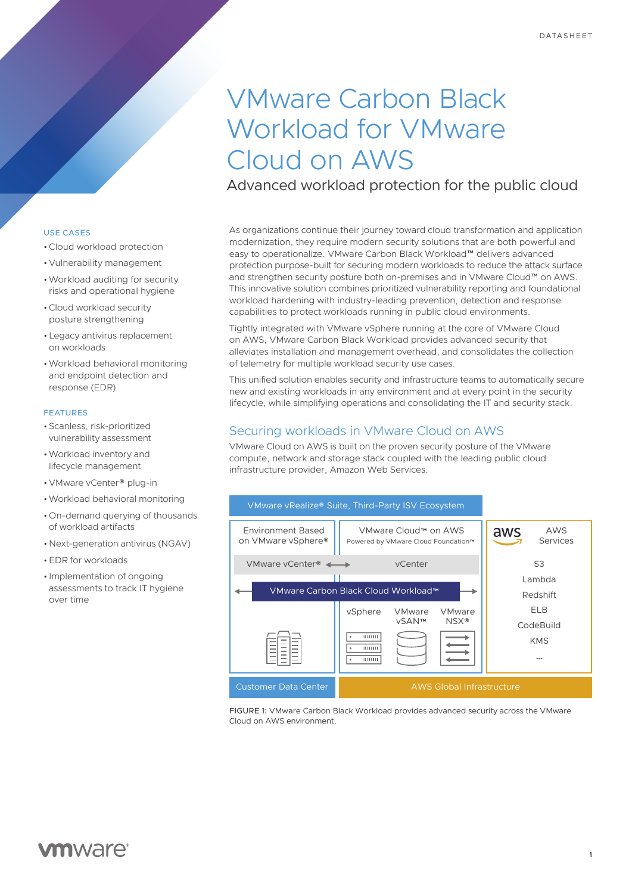# VMware Carbon Black Workload for VMware Cloud on AWS

## Advanced workload protection for the public cloud

**USE CASES**

- Cloud workload protection
- Vulnerability management
- Workload auditing for security risks and operational hygiene
- Cloud workload security posture strengthening
- Legacy antivirus replacement on workloads
- Workload behavioral monitoring and endpoint detection and response (EDR)

**FEATURES**

- Scanless, risk-prioritized vulnerability assessment
- Workload inventory and lifecycle management
- VMware vCenter® plug-in
- Workload behavioral monitoring
- On-demand querying of thousands of workload artifacts
- Next-generation antivirus (NGAV)
- EDR for workloads
- Implementation of ongoing assessments to track IT hygiene over time

As organizations continue their journey toward cloud transformation and application modernization, they require modern security solutions that are both powerful and easy to operationalize. VMware Carbon Black Workload™ delivers advanced protection purpose-built for securing modern workloads to reduce the attack surface and strengthen security posture both on-premises and in VMware Cloud™ on AWS. This innovative solution combines prioritized vulnerability reporting and foundational workload hardening with industry-leading prevention, detection and response capabilities to protect workloads running in public cloud environments.

Tightly integrated with VMware vSphere running at the core of VMware Cloud on AWS, VMware Carbon Black Workload provides advanced security that alleviates installation and management overhead, and consolidates the collection of telemetry for multiple workload security use cases.

This unified solution enables security and infrastructure teams to automatically secure new and existing workloads in any environment and at every point in the security lifecycle, while simplifying operations and consolidating the IT and security stack.

## Securing workloads in VMware Cloud on AWS

VMware Cloud on AWS is built on the proven security posture of the VMware compute, network and storage stack coupled with the leading public cloud infrastructure provider, Amazon Web Services.

VMware vRealize® Suite, Third-Party ISV Ecosystem

Environment Based on VMware vSphere® | VMware Cloud™ on AWS Powered by VMware Cloud Foundation™ | aws AWS Services

VMware vCenter® ⟷ vCenter

VMware Carbon Black Cloud Workload™

vSphere | VMware vSAN™ | VMware NSX®

S3, Lambda, Redshift, ELB, CodeBuild, KMS, ...

Customer Data Center | AWS Global Infrastructure

FIGURE 1: VMware Carbon Black Workload provides advanced security across the VMware Cloud on AWS environment.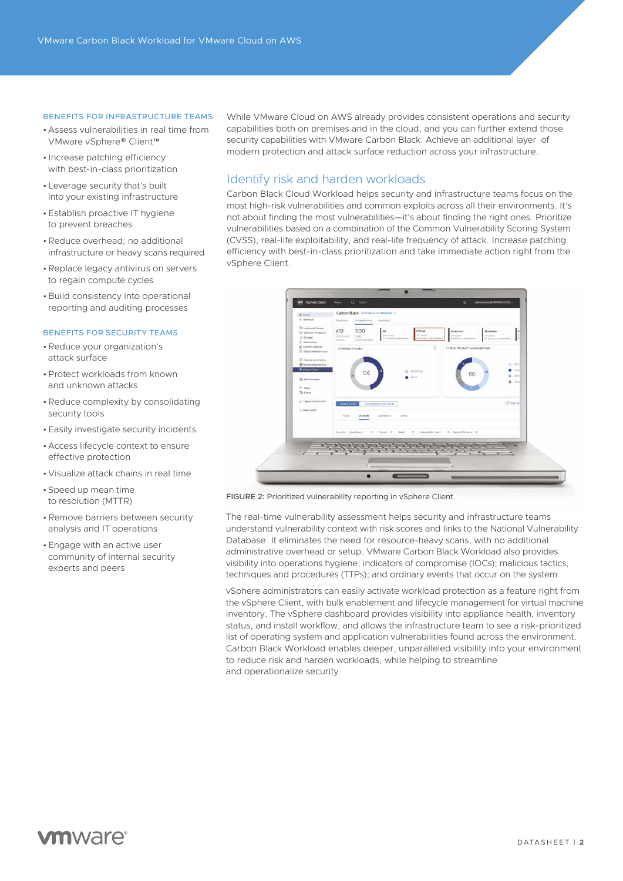### BENEFITS FOR INFRASTRUCTURE TEAMS

- Assess vulnerabilities in real time from VMware vSphere® Client™
- Increase patching efficiency with best-in-class prioritization
- Leverage security that's built into your existing infrastructure
- Establish proactive IT hygiene to prevent breaches
- Reduce overhead; no additional infrastructure or heavy scans required
- Replace legacy antivirus on servers to regain compute cycles
- Build consistency into operational reporting and auditing processes

### BENEFITS FOR SECURITY TEAMS

- Reduce your organization's attack surface
- Protect workloads from known and unknown attacks
- Reduce complexity by consolidating security tools
- Easily investigate security incidents
- Access lifecycle context to ensure effective protection
- Visualize attack chains in real time
- Speed up mean time to resolution (MTTR)
- Remove barriers between security analysis and IT operations
- Engage with an active user community of internal security experts and peers

While VMware Cloud on AWS already provides consistent operations and security capabilities both on premises and in the cloud, and you can further extend those security capabilities with VMware Carbon Black. Achieve an additional layer of modern protection and attack surface reduction across your infrastructure.

## Identify risk and harden workloads

Carbon Black Cloud Workload helps security and infrastructure teams focus on the most high-risk vulnerabilities and common exploits across all their environments. It's not about finding the most vulnerabilities—it's about finding the right ones. Prioritize vulnerabilities based on a combination of the Common Vulnerability Scoring System (CVSS), real-life exploitability, and real-life frequency of attack. Increase patching efficiency with best-in-class prioritization and take immediate action right from the vSphere Client.

FIGURE 2: Prioritized vulnerability reporting in vSphere Client.

The real-time vulnerability assessment helps security and infrastructure teams understand vulnerability context with risk scores and links to the National Vulnerability Database. It eliminates the need for resource-heavy scans, with no additional administrative overhead or setup. VMware Carbon Black Workload also provides visibility into operations hygiene; indicators of compromise (IOCs); malicious tactics, techniques and procedures (TTPs); and ordinary events that occur on the system.

vSphere administrators can easily activate workload protection as a feature right from the vSphere Client, with bulk enablement and lifecycle management for virtual machine inventory. The vSphere dashboard provides visibility into appliance health, inventory status, and install workflow, and allows the infrastructure team to see a risk-prioritized list of operating system and application vulnerabilities found across the environment. Carbon Black Workload enables deeper, unparalleled visibility into your environment to reduce risk and harden workloads, while helping to streamline and operationalize security.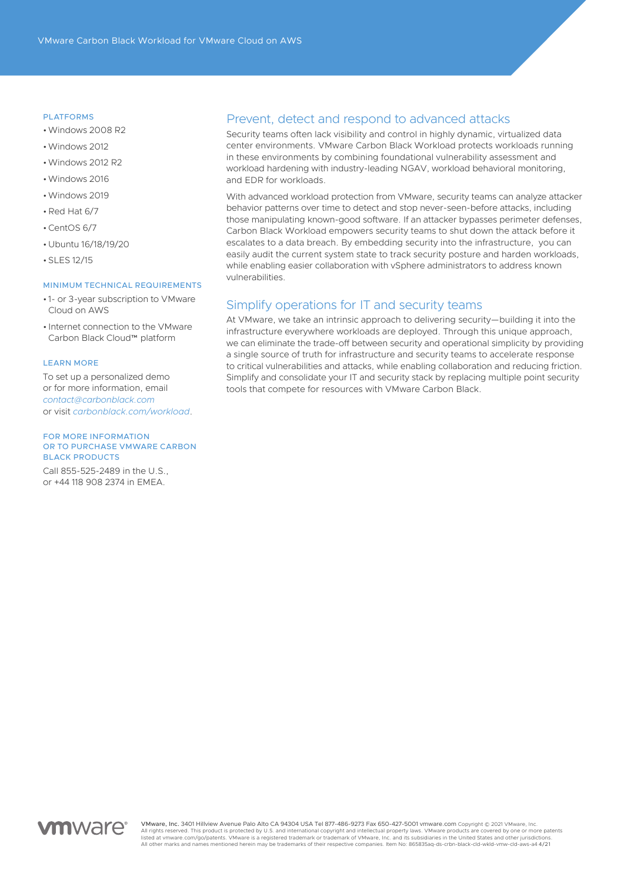PLATFORMS

- Windows 2008 R2
- Windows 2012
- Windows 2012 R2
- Windows 2016
- Windows 2019
- Red Hat 6/7
- CentOS 6/7
- Ubuntu 16/18/19/20
- SLES 12/15

MINIMUM TECHNICAL REQUIREMENTS

- 1- or 3-year subscription to VMware Cloud on AWS
- Internet connection to the VMware Carbon Black Cloud™ platform

LEARN MORE

To set up a personalized demo or for more information, email *contact@carbonblack.com* or visit *carbonblack.com/workload*.

FOR MORE INFORMATION OR TO PURCHASE VMWARE CARBON BLACK PRODUCTS

Call 855-525-2489 in the U.S., or +44 118 908 2374 in EMEA.

## Prevent, detect and respond to advanced attacks

Security teams often lack visibility and control in highly dynamic, virtualized data center environments. VMware Carbon Black Workload protects workloads running in these environments by combining foundational vulnerability assessment and workload hardening with industry-leading NGAV, workload behavioral monitoring, and EDR for workloads.

With advanced workload protection from VMware, security teams can analyze attacker behavior patterns over time to detect and stop never-seen-before attacks, including those manipulating known-good software. If an attacker bypasses perimeter defenses, Carbon Black Workload empowers security teams to shut down the attack before it escalates to a data breach. By embedding security into the infrastructure, you can easily audit the current system state to track security posture and harden workloads, while enabling easier collaboration with vSphere administrators to address known vulnerabilities.

## Simplify operations for IT and security teams

At VMware, we take an intrinsic approach to delivering security—building it into the infrastructure everywhere workloads are deployed. Through this unique approach, we can eliminate the trade-off between security and operational simplicity by providing a single source of truth for infrastructure and security teams to accelerate response to critical vulnerabilities and attacks, while enabling collaboration and reducing friction. Simplify and consolidate your IT and security stack by replacing multiple point security tools that compete for resources with VMware Carbon Black.

VMware, Inc. 3401 Hillview Avenue Palo Alto CA 94304 USA Tel 877-486-9273 Fax 650-427-5001 vmware.com Copyright © 2021 VMware, Inc. All rights reserved. This product is protected by U.S. and international copyright and intellectual property laws. VMware products are covered by one or more patents listed at vmware.com/go/patents. VMware is a registered trademark or trademark of VMware, Inc. and its subsidiaries in the United States and other jurisdictions. All other marks and names mentioned herein may be trademarks of their respective companies. Item No: 865835aq-ds-crbn-black-cld-wkld-vmw-cld-aws-a4 4/21